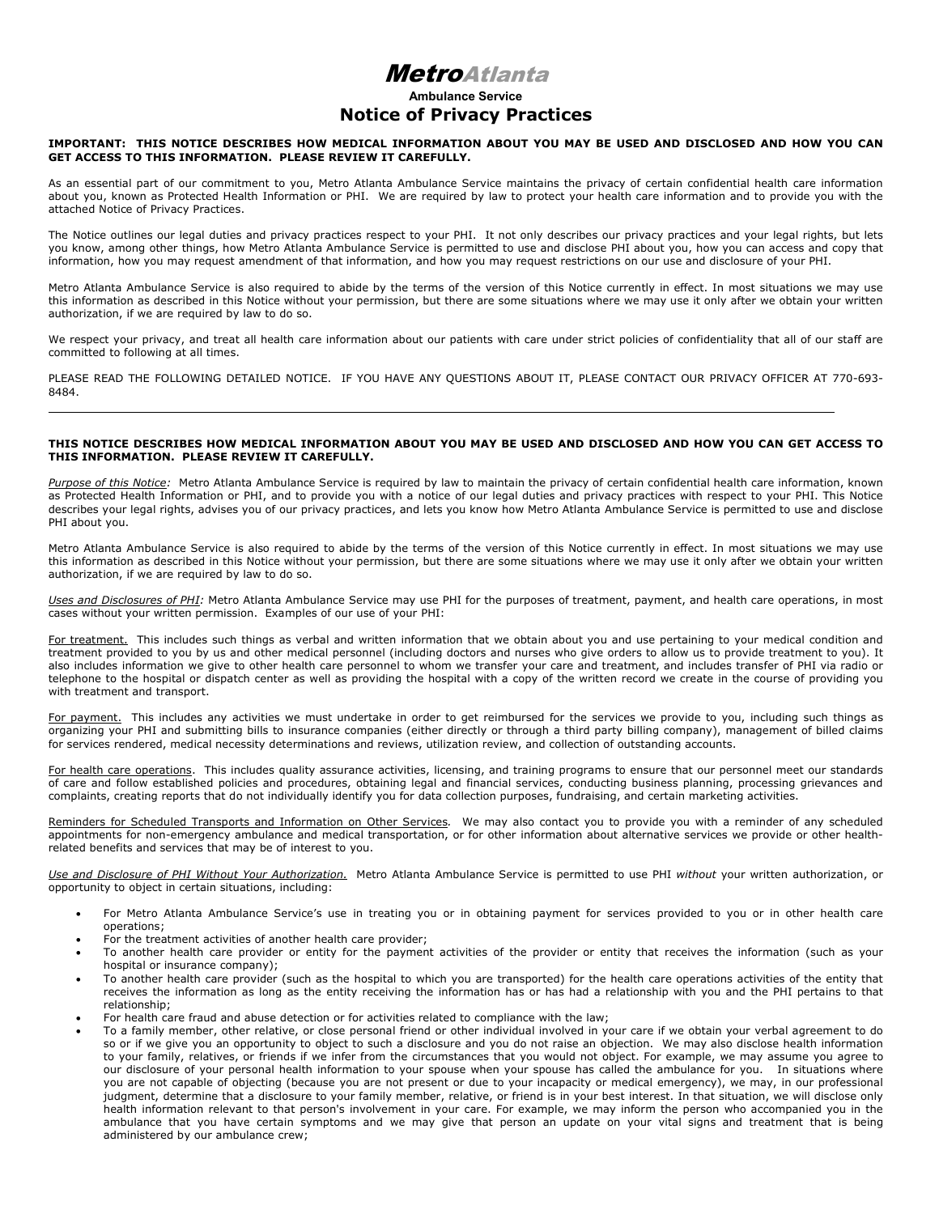# *Metro*Atlanta

**Ambulance Service**

## Notice of Privacy Practices

**IMPORTANT: THIS NOTICE DESCRIBES HOW MEDICAL INFORMATION ABOUT YOU MAY BE USED AND DISCLOSED AND HOW YOU CAN GET ACCESS TO THIS INFORMATION. PLEASE REVIEW IT CAREFULLY.**

As an essential part of our commitment to you, Metro Atlanta Ambulance Service maintains the privacy of certain confidential health care information about you, known as Protected Health Information or PHI. We are required by law to protect your health care information and to provide you with the attached Notice of Privacy Practices.

The Notice outlines our legal duties and privacy practices respect to your PHI. It not only describes our privacy practices and your legal rights, but lets you know, among other things, how Metro Atlanta Ambulance Service is permitted to use and disclose PHI about you, how you can access and copy that information, how you may request amendment of that information, and how you may request restrictions on our use and disclosure of your PHI.

Metro Atlanta Ambulance Service is also required to abide by the terms of the version of this Notice currently in effect. In most situations we may use this information as described in this Notice without your permission, but there are some situations where we may use it only after we obtain your written authorization, if we are required by law to do so.

We respect your privacy, and treat all health care information about our patients with care under strict policies of confidentiality that all of our staff are committed to following at all times.

PLEASE READ THE FOLLOWING DETAILED NOTICE. IF YOU HAVE ANY QUESTIONS ABOUT IT, PLEASE CONTACT OUR PRIVACY OFFICER AT 770-693-8484.

---

**THIS NOTICE DESCRIBES HOW MEDICAL INFORMATION ABOUT YOU MAY BE USED AND DISCLOSED AND HOW YOU CAN GET ACCESS TO THIS INFORMATION. PLEASE REVIEW IT CAREFULLY.**

*Purpose of this Notice:* Metro Atlanta Ambulance Service is required by law to maintain the privacy of certain confidential health care information, known as Protected Health Information or PHI, and to provide you with a notice of our legal duties and privacy practices with respect to your PHI. This Notice describes your legal rights, advises you of our privacy practices, and lets you know how Metro Atlanta Ambulance Service is permitted to use and disclose PHI about you.

Metro Atlanta Ambulance Service is also required to abide by the terms of the version of this Notice currently in effect. In most situations we may use this information as described in this Notice without your permission, but there are some situations where we may use it only after we obtain your written authorization, if we are required by law to do so.

*Uses and Disclosures of PHI:* Metro Atlanta Ambulance Service may use PHI for the purposes of treatment, payment, and health care operations, in most cases without your written permission. Examples of our use of your PHI:

For treatment. This includes such things as verbal and written information that we obtain about you and use pertaining to your medical condition and treatment provided to you by us and other medical personnel (including doctors and nurses who give orders to allow us to provide treatment to you). It also includes information we give to other health care personnel to whom we transfer your care and treatment, and includes transfer of PHI via radio or telephone to the hospital or dispatch center as well as providing the hospital with a copy of the written record we create in the course of providing you with treatment and transport.

For payment. This includes any activities we must undertake in order to get reimbursed for the services we provide to you, including such things as organizing your PHI and submitting bills to insurance companies (either directly or through a third party billing company), management of billed claims for services rendered, medical necessity determinations and reviews, utilization review, and collection of outstanding accounts.

For health care operations. This includes quality assurance activities, licensing, and training programs to ensure that our personnel meet our standards of care and follow established policies and procedures, obtaining legal and financial services, conducting business planning, processing grievances and complaints, creating reports that do not individually identify you for data collection purposes, fundraising, and certain marketing activities.

Reminders for Scheduled Transports and Information on Other Services. We may also contact you to provide you with a reminder of any scheduled appointments for non-emergency ambulance and medical transportation, or for other information about alternative services we provide or other health-related benefits and services that may be of interest to you.

*Use and Disclosure of PHI Without Your Authorization.* Metro Atlanta Ambulance Service is permitted to use PHI *without* your written authorization, or opportunity to object in certain situations, including:

- For Metro Atlanta Ambulance Service's use in treating you or in obtaining payment for services provided to you or in other health care operations;
- For the treatment activities of another health care provider;
- To another health care provider or entity for the payment activities of the provider or entity that receives the information (such as your hospital or insurance company);
- To another health care provider (such as the hospital to which you are transported) for the health care operations activities of the entity that receives the information as long as the entity receiving the information has or has had a relationship with you and the PHI pertains to that relationship;
- For health care fraud and abuse detection or for activities related to compliance with the law;
- To a family member, other relative, or close personal friend or other individual involved in your care if we obtain your verbal agreement to do so or if we give you an opportunity to object to such a disclosure and you do not raise an objection. We may also disclose health information to your family, relatives, or friends if we infer from the circumstances that you would not object. For example, we may assume you agree to our disclosure of your personal health information to your spouse when your spouse has called the ambulance for you. In situations where you are not capable of objecting (because you are not present or due to your incapacity or medical emergency), we may, in our professional judgment, determine that a disclosure to your family member, relative, or friend is in your best interest. In that situation, we will disclose only health information relevant to that person's involvement in your care. For example, we may inform the person who accompanied you in the ambulance that you have certain symptoms and we may give that person an update on your vital signs and treatment that is being administered by our ambulance crew;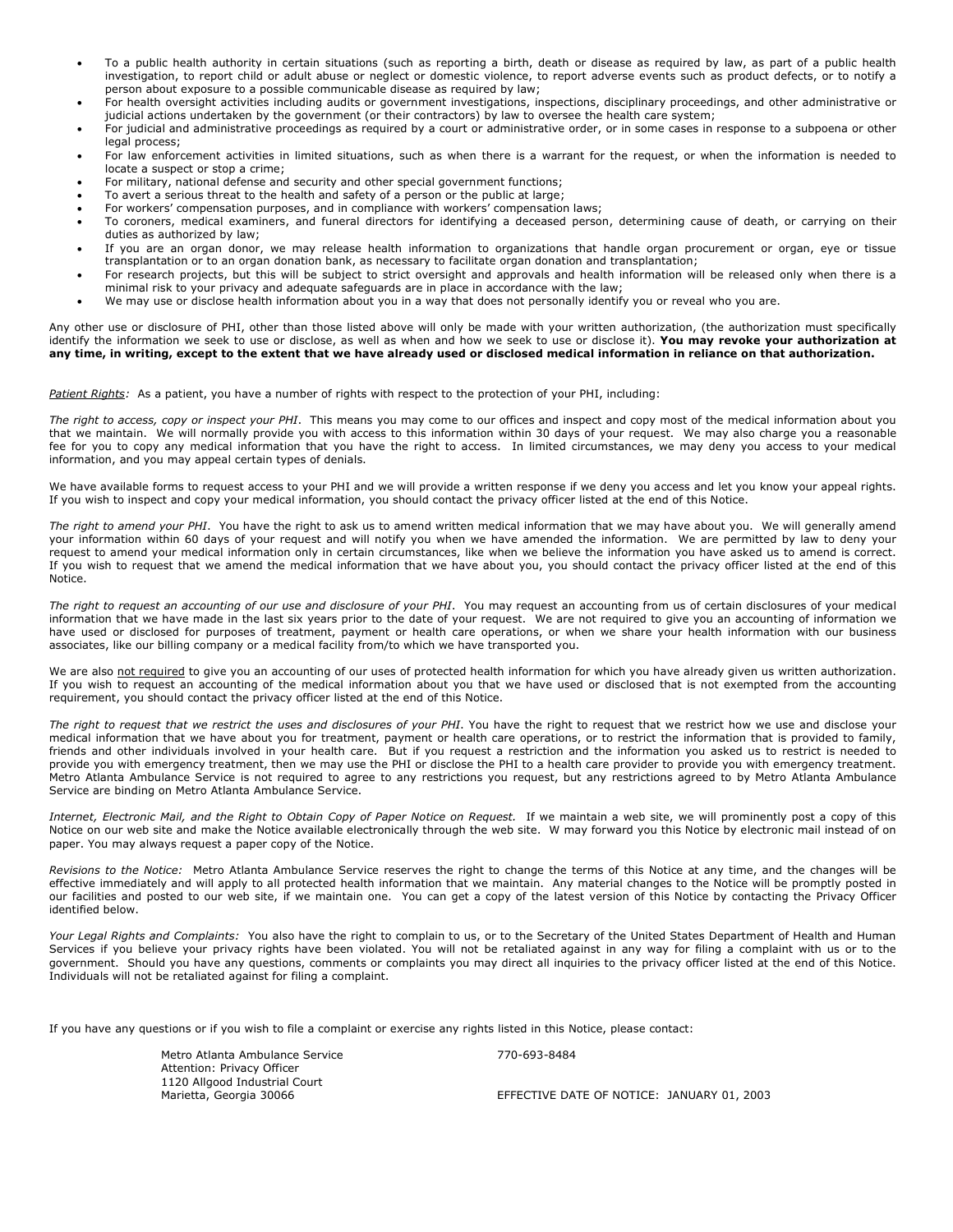- To a public health authority in certain situations (such as reporting a birth, death or disease as required by law, as part of a public health investigation, to report child or adult abuse or neglect or domestic violence, to report adverse events such as product defects, or to notify a person about exposure to a possible communicable disease as required by law;
- For health oversight activities including audits or government investigations, inspections, disciplinary proceedings, and other administrative or judicial actions undertaken by the government (or their contractors) by law to oversee the health care system;
- For judicial and administrative proceedings as required by a court or administrative order, or in some cases in response to a subpoena or other legal process;
- For law enforcement activities in limited situations, such as when there is a warrant for the request, or when the information is needed to locate a suspect or stop a crime;
- For military, national defense and security and other special government functions;
- To avert a serious threat to the health and safety of a person or the public at large;
- For workers' compensation purposes, and in compliance with workers' compensation laws;
- To coroners, medical examiners, and funeral directors for identifying a deceased person, determining cause of death, or carrying on their duties as authorized by law;
- If you are an organ donor, we may release health information to organizations that handle organ procurement or organ, eye or tissue transplantation or to an organ donation bank, as necessary to facilitate organ donation and transplantation;
- For research projects, but this will be subject to strict oversight and approvals and health information will be released only when there is a minimal risk to your privacy and adequate safeguards are in place in accordance with the law;
- We may use or disclose health information about you in a way that does not personally identify you or reveal who you are.

Any other use or disclosure of PHI, other than those listed above will only be made with your written authorization, (the authorization must specifically identify the information we seek to use or disclose, as well as when and how we seek to use or disclose it). **You may revoke your authorization at any time, in writing, except to the extent that we have already used or disclosed medical information in reliance on that authorization.**

*Patient Rights:* As a patient, you have a number of rights with respect to the protection of your PHI, including:

*The right to access, copy or inspect your PHI*. This means you may come to our offices and inspect and copy most of the medical information about you that we maintain. We will normally provide you with access to this information within 30 days of your request. We may also charge you a reasonable fee for you to copy any medical information that you have the right to access. In limited circumstances, we may deny you access to your medical information, and you may appeal certain types of denials.

We have available forms to request access to your PHI and we will provide a written response if we deny you access and let you know your appeal rights. If you wish to inspect and copy your medical information, you should contact the privacy officer listed at the end of this Notice.

*The right to amend your PHI*. You have the right to ask us to amend written medical information that we may have about you. We will generally amend your information within 60 days of your request and will notify you when we have amended the information. We are permitted by law to deny your request to amend your medical information only in certain circumstances, like when we believe the information you have asked us to amend is correct. If you wish to request that we amend the medical information that we have about you, you should contact the privacy officer listed at the end of this Notice.

*The right to request an accounting of our use and disclosure of your PHI*. You may request an accounting from us of certain disclosures of your medical information that we have made in the last six years prior to the date of your request. We are not required to give you an accounting of information we have used or disclosed for purposes of treatment, payment or health care operations, or when we share your health information with our business associates, like our billing company or a medical facility from/to which we have transported you.

We are also not required to give you an accounting of our uses of protected health information for which you have already given us written authorization. If you wish to request an accounting of the medical information about you that we have used or disclosed that is not exempted from the accounting requirement, you should contact the privacy officer listed at the end of this Notice.

*The right to request that we restrict the uses and disclosures of your PHI*. You have the right to request that we restrict how we use and disclose your medical information that we have about you for treatment, payment or health care operations, or to restrict the information that is provided to family, friends and other individuals involved in your health care. But if you request a restriction and the information you asked us to restrict is needed to provide you with emergency treatment, then we may use the PHI or disclose the PHI to a health care provider to provide you with emergency treatment. Metro Atlanta Ambulance Service is not required to agree to any restrictions you request, but any restrictions agreed to by Metro Atlanta Ambulance Service are binding on Metro Atlanta Ambulance Service.

*Internet, Electronic Mail, and the Right to Obtain Copy of Paper Notice on Request.* If we maintain a web site, we will prominently post a copy of this Notice on our web site and make the Notice available electronically through the web site. W may forward you this Notice by electronic mail instead of on paper. You may always request a paper copy of the Notice.

*Revisions to the Notice:* Metro Atlanta Ambulance Service reserves the right to change the terms of this Notice at any time, and the changes will be effective immediately and will apply to all protected health information that we maintain. Any material changes to the Notice will be promptly posted in our facilities and posted to our web site, if we maintain one. You can get a copy of the latest version of this Notice by contacting the Privacy Officer identified below.

*Your Legal Rights and Complaints:* You also have the right to complain to us, or to the Secretary of the United States Department of Health and Human Services if you believe your privacy rights have been violated. You will not be retaliated against in any way for filing a complaint with us or to the government. Should you have any questions, comments or complaints you may direct all inquiries to the privacy officer listed at the end of this Notice. Individuals will not be retaliated against for filing a complaint.

If you have any questions or if you wish to file a complaint or exercise any rights listed in this Notice, please contact:

Metro Atlanta Ambulance Service
Attention: Privacy Officer
1120 Allgood Industrial Court
Marietta, Georgia 30066

770-693-8484

EFFECTIVE DATE OF NOTICE: JANUARY 01, 2003